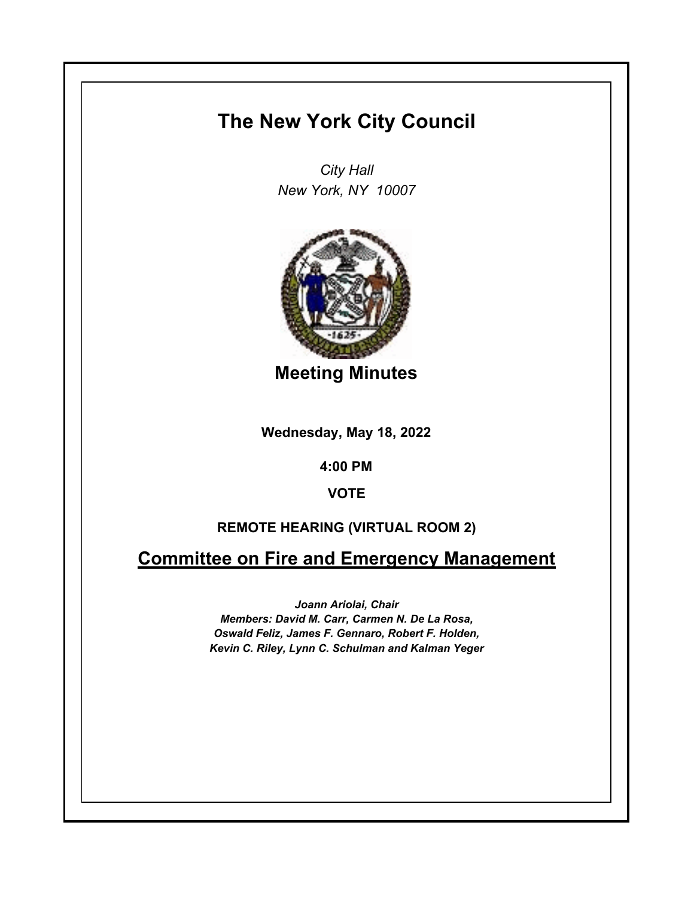# The New York City Council

*City Hall*
*New York, NY 10007*

## Meeting Minutes

**Wednesday, May 18, 2022**

**4:00 PM**

**VOTE**

**REMOTE HEARING (VIRTUAL ROOM 2)**

## Committee on Fire and Emergency Management

***Joann Ariolai, Chair***
***Members: David M. Carr, Carmen N. De La Rosa, Oswald Feliz, James F. Gennaro, Robert F. Holden, Kevin C. Riley, Lynn C. Schulman and Kalman Yeger***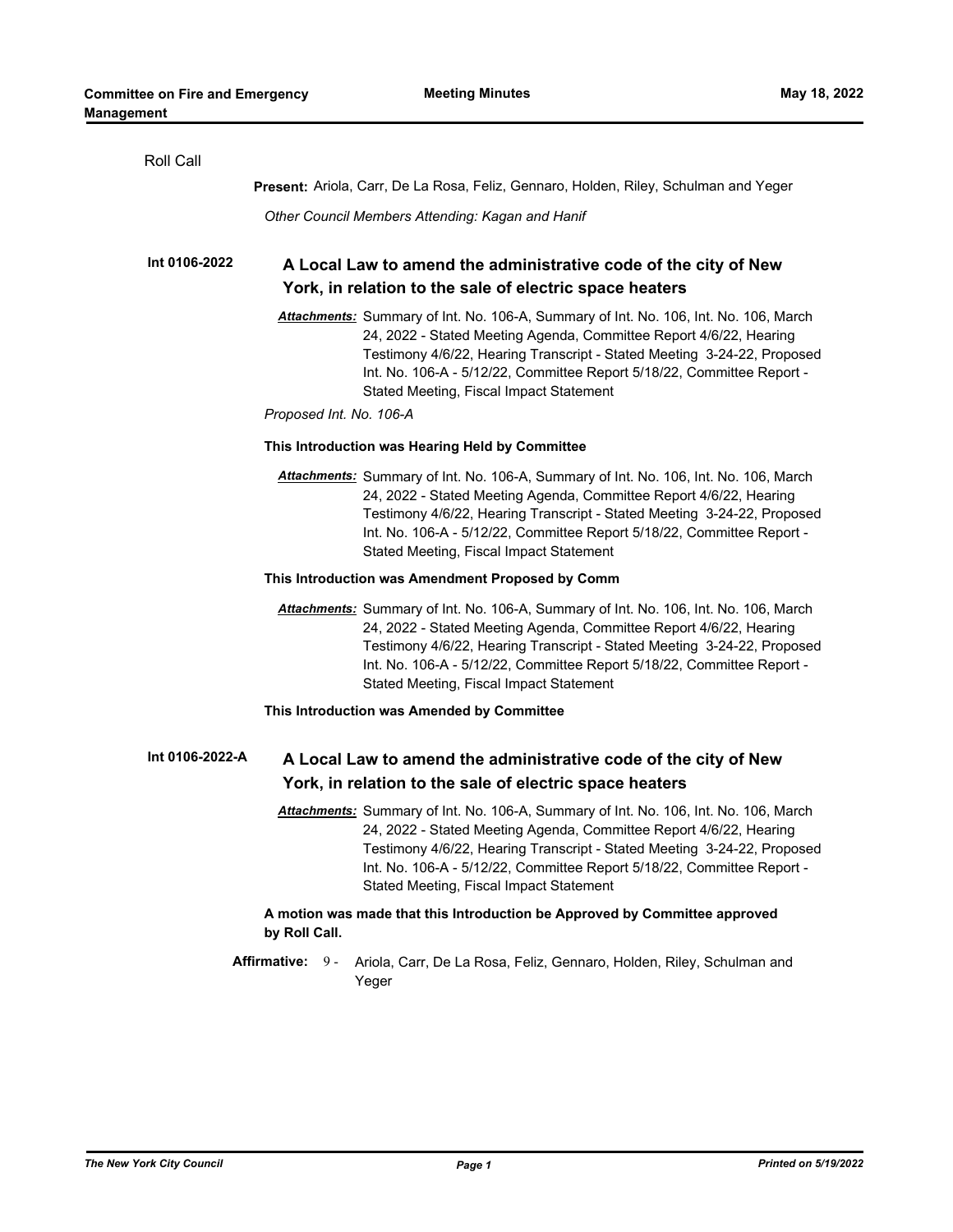Roll Call

**Present:** Ariola, Carr, De La Rosa, Feliz, Gennaro, Holden, Riley, Schulman and Yeger

*Other Council Members Attending: Kagan and Hanif*

**Int 0106-2022** **A Local Law to amend the administrative code of the city of New York, in relation to the sale of electric space heaters**

***Attachments:*** Summary of Int. No. 106-A, Summary of Int. No. 106, Int. No. 106, March 24, 2022 - Stated Meeting Agenda, Committee Report 4/6/22, Hearing Testimony 4/6/22, Hearing Transcript - Stated Meeting 3-24-22, Proposed Int. No. 106-A - 5/12/22, Committee Report 5/18/22, Committee Report - Stated Meeting, Fiscal Impact Statement

*Proposed Int. No. 106-A*

**This Introduction was Hearing Held by Committee**

***Attachments:*** Summary of Int. No. 106-A, Summary of Int. No. 106, Int. No. 106, March 24, 2022 - Stated Meeting Agenda, Committee Report 4/6/22, Hearing Testimony 4/6/22, Hearing Transcript - Stated Meeting 3-24-22, Proposed Int. No. 106-A - 5/12/22, Committee Report 5/18/22, Committee Report - Stated Meeting, Fiscal Impact Statement

**This Introduction was Amendment Proposed by Comm**

***Attachments:*** Summary of Int. No. 106-A, Summary of Int. No. 106, Int. No. 106, March 24, 2022 - Stated Meeting Agenda, Committee Report 4/6/22, Hearing Testimony 4/6/22, Hearing Transcript - Stated Meeting 3-24-22, Proposed Int. No. 106-A - 5/12/22, Committee Report 5/18/22, Committee Report - Stated Meeting, Fiscal Impact Statement

**This Introduction was Amended by Committee**

**Int 0106-2022-A** **A Local Law to amend the administrative code of the city of New York, in relation to the sale of electric space heaters**

***Attachments:*** Summary of Int. No. 106-A, Summary of Int. No. 106, Int. No. 106, March 24, 2022 - Stated Meeting Agenda, Committee Report 4/6/22, Hearing Testimony 4/6/22, Hearing Transcript - Stated Meeting 3-24-22, Proposed Int. No. 106-A - 5/12/22, Committee Report 5/18/22, Committee Report - Stated Meeting, Fiscal Impact Statement

**A motion was made that this Introduction be Approved by Committee approved by Roll Call.**

**Affirmative:** 9 - Ariola, Carr, De La Rosa, Feliz, Gennaro, Holden, Riley, Schulman and Yeger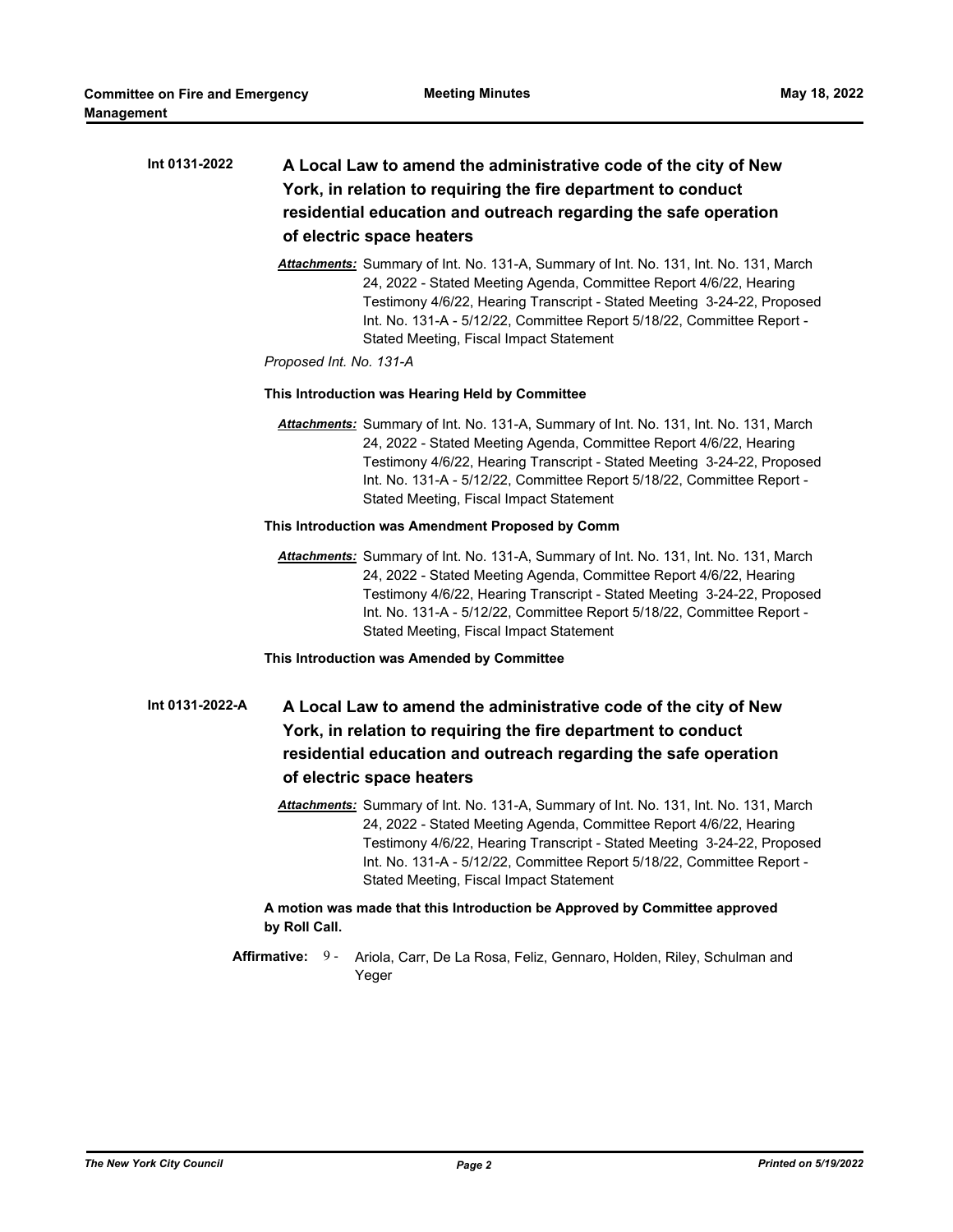**Int 0131-2022** **A Local Law to amend the administrative code of the city of New York, in relation to requiring the fire department to conduct residential education and outreach regarding the safe operation of electric space heaters**

***Attachments:*** Summary of Int. No. 131-A, Summary of Int. No. 131, Int. No. 131, March 24, 2022 - Stated Meeting Agenda, Committee Report 4/6/22, Hearing Testimony 4/6/22, Hearing Transcript - Stated Meeting 3-24-22, Proposed Int. No. 131-A - 5/12/22, Committee Report 5/18/22, Committee Report - Stated Meeting, Fiscal Impact Statement

*Proposed Int. No. 131-A*

**This Introduction was Hearing Held by Committee**

***Attachments:*** Summary of Int. No. 131-A, Summary of Int. No. 131, Int. No. 131, March 24, 2022 - Stated Meeting Agenda, Committee Report 4/6/22, Hearing Testimony 4/6/22, Hearing Transcript - Stated Meeting 3-24-22, Proposed Int. No. 131-A - 5/12/22, Committee Report 5/18/22, Committee Report - Stated Meeting, Fiscal Impact Statement

**This Introduction was Amendment Proposed by Comm**

***Attachments:*** Summary of Int. No. 131-A, Summary of Int. No. 131, Int. No. 131, March 24, 2022 - Stated Meeting Agenda, Committee Report 4/6/22, Hearing Testimony 4/6/22, Hearing Transcript - Stated Meeting 3-24-22, Proposed Int. No. 131-A - 5/12/22, Committee Report 5/18/22, Committee Report - Stated Meeting, Fiscal Impact Statement

**This Introduction was Amended by Committee**

**Int 0131-2022-A** **A Local Law to amend the administrative code of the city of New York, in relation to requiring the fire department to conduct residential education and outreach regarding the safe operation of electric space heaters**

***Attachments:*** Summary of Int. No. 131-A, Summary of Int. No. 131, Int. No. 131, March 24, 2022 - Stated Meeting Agenda, Committee Report 4/6/22, Hearing Testimony 4/6/22, Hearing Transcript - Stated Meeting 3-24-22, Proposed Int. No. 131-A - 5/12/22, Committee Report 5/18/22, Committee Report - Stated Meeting, Fiscal Impact Statement

**A motion was made that this Introduction be Approved by Committee approved by Roll Call.**

**Affirmative:** 9 - Ariola, Carr, De La Rosa, Feliz, Gennaro, Holden, Riley, Schulman and Yeger